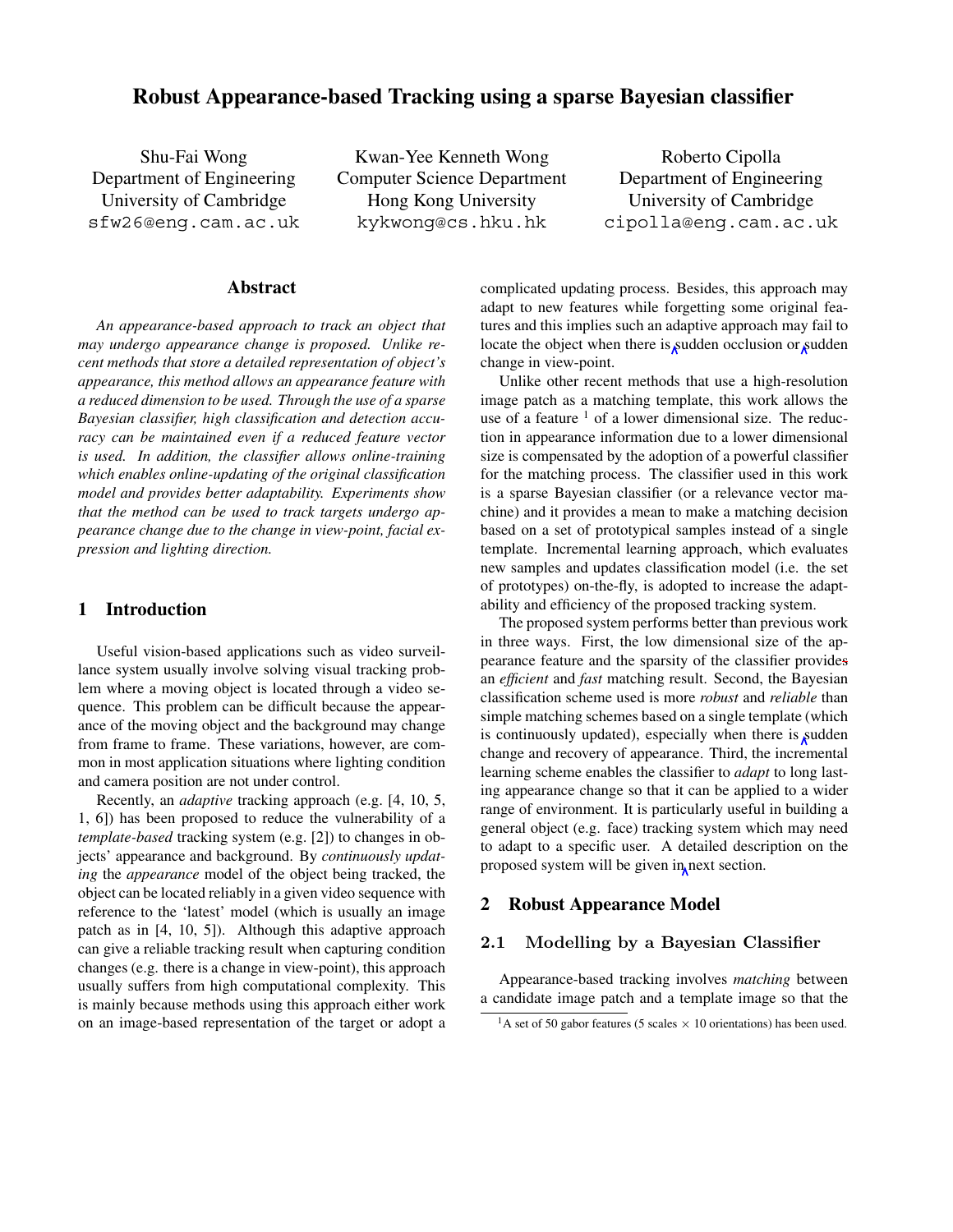# Robust Appearance-based Tracking using a sparse Bayesian classifier

Shu-Fai Wong
Department of Engineering
University of Cambridge
sfw26@eng.cam.ac.uk

Kwan-Yee Kenneth Wong
Computer Science Department
Hong Kong University
kykwong@cs.hku.hk

Roberto Cipolla
Department of Engineering
University of Cambridge
cipolla@eng.cam.ac.uk

## Abstract

*An appearance-based approach to track an object that may undergo appearance change is proposed. Unlike recent methods that store a detailed representation of object's appearance, this method allows an appearance feature with a reduced dimension to be used. Through the use of a sparse Bayesian classifier, high classification and detection accuracy can be maintained even if a reduced feature vector is used. In addition, the classifier allows online-training which enables online-updating of the original classification model and provides better adaptability. Experiments show that the method can be used to track targets undergo appearance change due to the change in view-point, facial expression and lighting direction.*

## 1 Introduction

Useful vision-based applications such as video surveillance system usually involve solving visual tracking problem where a moving object is located through a video sequence. This problem can be difficult because the appearance of the moving object and the background may change from frame to frame. These variations, however, are common in most application situations where lighting condition and camera position are not under control.

Recently, an *adaptive* tracking approach (e.g. [4, 10, 5, 1, 6]) has been proposed to reduce the vulnerability of a *template-based* tracking system (e.g. [2]) to changes in objects' appearance and background. By *continuously updating* the *appearance* model of the object being tracked, the object can be located reliably in a given video sequence with reference to the 'latest' model (which is usually an image patch as in [4, 10, 5]). Although this adaptive approach can give a reliable tracking result when capturing condition changes (e.g. there is a change in view-point), this approach usually suffers from high computational complexity. This is mainly because methods using this approach either work on an image-based representation of the target or adopt a complicated updating process. Besides, this approach may adapt to new features while forgetting some original features and this implies such an adaptive approach may fail to locate the object when there is sudden occlusion or sudden change in view-point.

Unlike other recent methods that use a high-resolution image patch as a matching template, this work allows the use of a feature [1] of a lower dimensional size. The reduction in appearance information due to a lower dimensional size is compensated by the adoption of a powerful classifier for the matching process. The classifier used in this work is a sparse Bayesian classifier (or a relevance vector machine) and it provides a mean to make a matching decision based on a set of prototypical samples instead of a single template. Incremental learning approach, which evaluates new samples and updates classification model (i.e. the set of prototypes) on-the-fly, is adopted to increase the adaptability and efficiency of the proposed tracking system.

The proposed system performs better than previous work in three ways. First, the low dimensional size of the appearance feature and the sparsity of the classifier provides an *efficient* and *fast* matching result. Second, the Bayesian classification scheme used is more *robust* and *reliable* than simple matching schemes based on a single template (which is continuously updated), especially when there is sudden change and recovery of appearance. Third, the incremental learning scheme enables the classifier to *adapt* to long lasting appearance change so that it can be applied to a wider range of environment. It is particularly useful in building a general object (e.g. face) tracking system which may need to adapt to a specific user. A detailed description on the proposed system will be given in next section.

## 2 Robust Appearance Model

### 2.1 Modelling by a Bayesian Classifier

Appearance-based tracking involves *matching* between a candidate image patch and a template image so that the

[1] A set of 50 gabor features (5 scales $\times$ 10 orientations) has been used.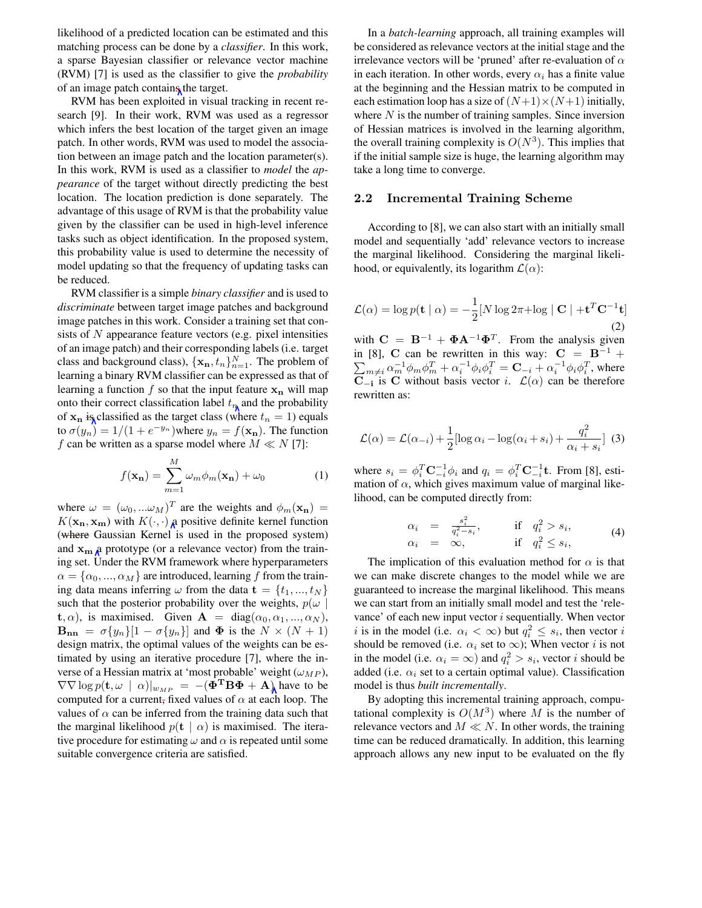likelihood of a predicted location can be estimated and this matching process can be done by a *classifier*. In this work, a sparse Bayesian classifier or relevance vector machine (RVM) [7] is used as the classifier to give the *probability* of an image patch contains the target.

RVM has been exploited in visual tracking in recent research [9]. In their work, RVM was used as a regressor which infers the best location of the target given an image patch. In other words, RVM was used to model the association between an image patch and the location parameter(s). In this work, RVM is used as a classifier to *model* the *appearance* of the target without directly predicting the best location. The location prediction is done separately. The advantage of this usage of RVM is that the probability value given by the classifier can be used in high-level inference tasks such as object identification. In the proposed system, this probability value is used to determine the necessity of model updating so that the frequency of updating tasks can be reduced.

RVM classifier is a simple *binary classifier* and is used to *discriminate* between target image patches and background image patches in this work. Consider a training set that consists of $N$ appearance feature vectors (e.g. pixel intensities of an image patch) and their corresponding labels (i.e. target class and background class), $\{\mathbf{x_n}, t_n\}_{n=1}^{N}$. The problem of learning a binary RVM classifier can be expressed as that of learning a function $f$ so that the input feature $\mathbf{x_n}$ will map onto their correct classification label $t_n$ and the probability of $\mathbf{x_n}$ is classified as the target class (where $t_n = 1$) equals to $\sigma(y_n) = 1/(1+e^{-y_n})$where $y_n = f(\mathbf{x_n})$. The function $f$ can be written as a sparse model where $M \ll N$ [7]:

$$f(\mathbf{x_n}) = \sum_{m=1}^{M} \omega_m \phi_m(\mathbf{x_n}) + \omega_0 \tag{1}$$

where $\omega = (\omega_0, ...\omega_M)^T$ are the weights and $\phi_m(\mathbf{x_n}) = K(\mathbf{x_n}, \mathbf{x_m})$ with $K(\cdot, \cdot)$ a positive definite kernel function (~~where~~ Gaussian Kernel is used in the proposed system) and $\mathbf{x_m}$ a prototype (or a relevance vector) from the training set. Under the RVM framework where hyperparameters $\alpha = \{\alpha_0, ..., \alpha_M\}$ are introduced, learning $f$ from the training data means inferring $\omega$ from the data $\mathbf{t} = \{t_1, ..., t_N\}$ such that the posterior probability over the weights, $p(\omega \mid \mathbf{t}, \alpha)$, is maximised. Given $\mathbf{A} = \text{diag}(\alpha_0, \alpha_1, ..., \alpha_N)$, $\mathbf{B_{nn}} = \sigma\{y_n\}[1 - \sigma\{y_n\}]$ and $\mathbf{\Phi}$ is the $N \times (N+1)$ design matrix, the optimal values of the weights can be estimated by using an iterative procedure [7], where the inverse of a Hessian matrix at 'most probable' weight ($\omega_{MP}$), $\nabla\nabla \log p(\mathbf{t}, \omega \mid \alpha)|_{w_{MP}} = -(\mathbf{\Phi^T B \Phi} + \mathbf{A})$ have to be computed for a current, fixed values of $\alpha$ at each loop. The values of $\alpha$ can be inferred from the training data such that the marginal likelihood $p(\mathbf{t} \mid \alpha)$ is maximised. The iterative procedure for estimating $\omega$ and $\alpha$ is repeated until some suitable convergence criteria are satisfied.

In a *batch-learning* approach, all training examples will be considered as relevance vectors at the initial stage and the irrelevance vectors will be 'pruned' after re-evaluation of $\alpha$ in each iteration. In other words, every $\alpha_i$ has a finite value at the beginning and the Hessian matrix to be computed in each estimation loop has a size of $(N+1)\times(N+1)$ initially, where $N$ is the number of training samples. Since inversion of Hessian matrices is involved in the learning algorithm, the overall training complexity is $O(N^3)$. This implies that if the initial sample size is huge, the learning algorithm may take a long time to converge.

## 2.2 Incremental Training Scheme

According to [8], we can also start with an initially small model and sequentially 'add' relevance vectors to increase the marginal likelihood. Considering the marginal likelihood, or equivalently, its logarithm $\mathcal{L}(\alpha)$:

$$\mathcal{L}(\alpha) = \log p(\mathbf{t} \mid \alpha) = -\frac{1}{2}[N \log 2\pi + \log \mid \mathbf{C} \mid + \mathbf{t}^T \mathbf{C}^{-1} \mathbf{t}] \tag{2}$$

with $\mathbf{C} = \mathbf{B}^{-1} + \mathbf{\Phi} \mathbf{A}^{-1} \mathbf{\Phi}^T$. From the analysis given in [8], $\mathbf{C}$ can be rewritten in this way: $\mathbf{C} = \mathbf{B}^{-1} + \sum_{m \neq i} \alpha_m^{-1} \phi_m \phi_m^T + \alpha_i^{-1} \phi_i \phi_i^T = \mathbf{C}_{-i} + \alpha_i^{-1} \phi_i \phi_i^T$, where $\mathbf{C_{-i}}$ is $\mathbf{C}$ without basis vector $i$. $\mathcal{L}(\alpha)$ can be therefore rewritten as:

$$\mathcal{L}(\alpha) = \mathcal{L}(\alpha_{-i}) + \frac{1}{2}[\log \alpha_i - \log(\alpha_i + s_i) + \frac{q_i^2}{\alpha_i + s_i}] \tag{3}$$

where $s_i = \phi_i^T \mathbf{C}_{-i}^{-1} \phi_i$ and $q_i = \phi_i^T \mathbf{C}_{-i}^{-1} \mathbf{t}$. From [8], estimation of $\alpha$, which gives maximum value of marginal likelihood, can be computed directly from:

$$\begin{aligned} \alpha_i &= \frac{s_i^2}{q_i^2 - s_i}, \qquad &\text{if} \quad q_i^2 > s_i, \\ \alpha_i &= \infty, \qquad &\text{if} \quad q_i^2 \leq s_i, \end{aligned} \tag{4}$$

The implication of this evaluation method for $\alpha$ is that we can make discrete changes to the model while we are guaranteed to increase the marginal likelihood. This means we can start from an initially small model and test the 'relevance' of each new input vector $i$ sequentially. When vector $i$ is in the model (i.e. $\alpha_i < \infty$) but $q_i^2 \leq s_i$, then vector $i$ should be removed (i.e. $\alpha_i$ set to $\infty$); When vector $i$ is not in the model (i.e. $\alpha_i = \infty$) and $q_i^2 > s_i$, vector $i$ should be added (i.e. $\alpha_i$ set to a certain optimal value). Classification model is thus *built incrementally*.

By adopting this incremental training approach, computational complexity is $O(M^3)$ where $M$ is the number of relevance vectors and $M \ll N$. In other words, the training time can be reduced dramatically. In addition, this learning approach allows any new input to be evaluated on the fly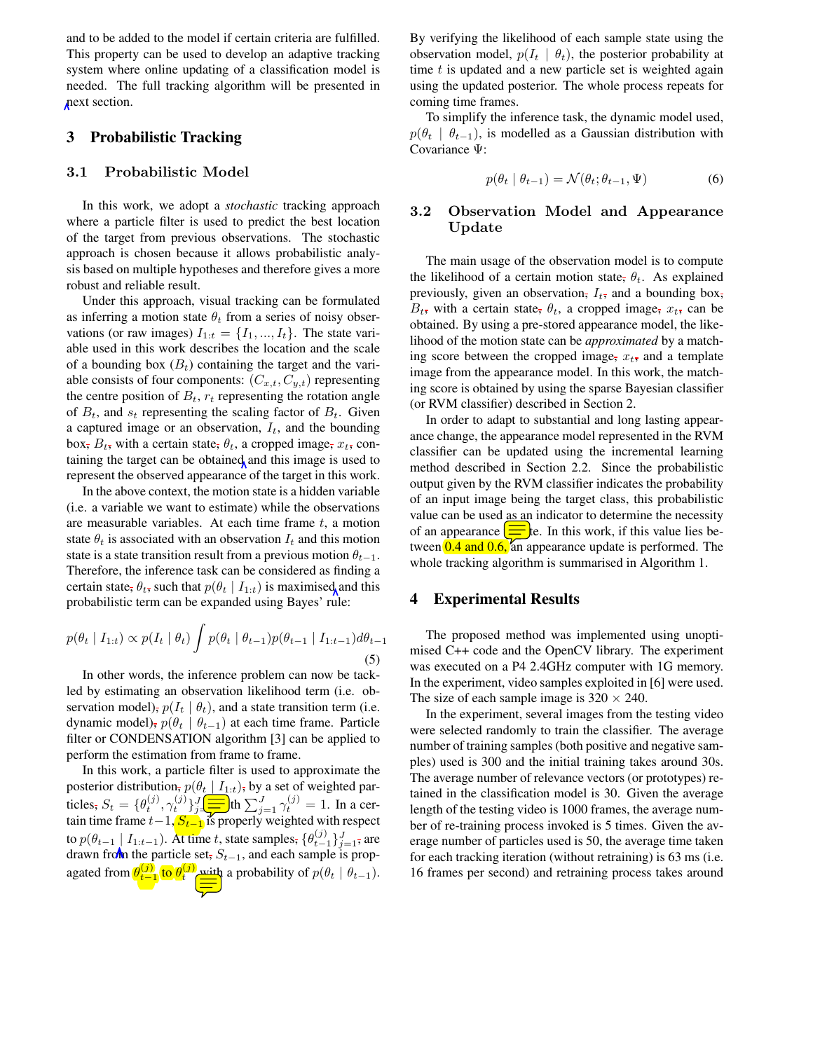and to be added to the model if certain criteria are fulfilled. This property can be used to develop an adaptive tracking system where online updating of a classification model is needed. The full tracking algorithm will be presented in next section.

## 3 Probabilistic Tracking

### 3.1 Probabilistic Model

In this work, we adopt a *stochastic* tracking approach where a particle filter is used to predict the best location of the target from previous observations. The stochastic approach is chosen because it allows probabilistic analysis based on multiple hypotheses and therefore gives a more robust and reliable result.

Under this approach, visual tracking can be formulated as inferring a motion state $\theta_t$ from a series of noisy observations (or raw images) $I_{1:t} = \{I_1, ..., I_t\}$. The state variable used in this work describes the location and the scale of a bounding box ($B_t$) containing the target and the variable consists of four components: $(C_{x,t}, C_{y,t})$ representing the centre position of $B_t$, $r_t$ representing the rotation angle of $B_t$, and $s_t$ representing the scaling factor of $B_t$. Given a captured image or an observation, $I_t$, and the bounding box, $B_t$, with a certain state, $\theta_t$, a cropped image, $x_t$, containing the target can be obtained and this image is used to represent the observed appearance of the target in this work.

In the above context, the motion state is a hidden variable (i.e. a variable we want to estimate) while the observations are measurable variables. At each time frame $t$, a motion state $\theta_t$ is associated with an observation $I_t$ and this motion state is a state transition result from a previous motion $\theta_{t-1}$. Therefore, the inference task can be considered as finding a certain state, $\theta_t$, such that $p(\theta_t \mid I_{1:t})$ is maximised and this probabilistic term can be expanded using Bayes' rule:

$$p(\theta_t \mid I_{1:t}) \propto p(I_t \mid \theta_t) \int p(\theta_t \mid \theta_{t-1}) p(\theta_{t-1} \mid I_{1:t-1}) d\theta_{t-1} \tag{5}$$

In other words, the inference problem can now be tackled by estimating an observation likelihood term (i.e. observation model), $p(I_t \mid \theta_t)$, and a state transition term (i.e. dynamic model), $p(\theta_t \mid \theta_{t-1})$ at each time frame. Particle filter or CONDENSATION algorithm [3] can be applied to perform the estimation from frame to frame.

In this work, a particle filter is used to approximate the posterior distribution, $p(\theta_t \mid I_{1:t})$, by a set of weighted particles, $S_t = \{\theta_t^{(j)}, \gamma_t^{(j)}\}_{j=1}^J$ with $\sum_{j=1}^J \gamma_t^{(j)} = 1$. In a certain time frame $t-1$, $S_{t-1}$ is properly weighted with respect to $p(\theta_{t-1} \mid I_{1:t-1})$. At time $t$, state samples, $\{\theta_{t-1}^{(j)}\}_{j=1}^J$, are drawn from the particle set, $S_{t-1}$, and each sample is propagated from $\theta_{t-1}^{(j)}$ to $\theta_t^{(j)}$ with a probability of $p(\theta_t \mid \theta_{t-1})$. By verifying the likelihood of each sample state using the observation model, $p(I_t \mid \theta_t)$, the posterior probability at time $t$ is updated and a new particle set is weighted again using the updated posterior. The whole process repeats for coming time frames.

To simplify the inference task, the dynamic model used, $p(\theta_t \mid \theta_{t-1})$, is modelled as a Gaussian distribution with Covariance $\Psi$:

$$p(\theta_t \mid \theta_{t-1}) = \mathcal{N}(\theta_t; \theta_{t-1}, \Psi) \tag{6}$$

### 3.2 Observation Model and Appearance Update

The main usage of the observation model is to compute the likelihood of a certain motion state, $\theta_t$. As explained previously, given an observation, $I_t$, and a bounding box, $B_t$, with a certain state, $\theta_t$, a cropped image, $x_t$, can be obtained. By using a pre-stored appearance model, the likelihood of the motion state can be *approximated* by a matching score between the cropped image, $x_t$, and a template image from the appearance model. In this work, the matching score is obtained by using the sparse Bayesian classifier (or RVM classifier) described in Section 2.

In order to adapt to substantial and long lasting appearance change, the appearance model represented in the RVM classifier can be updated using the incremental learning method described in Section 2.2. Since the probabilistic output given by the RVM classifier indicates the probability of an input image being the target class, this probabilistic value can be used as an indicator to determine the necessity of an appearance update. In this work, if this value lies between 0.4 and 0.6, an appearance update is performed. The whole tracking algorithm is summarised in Algorithm 1.

## 4 Experimental Results

The proposed method was implemented using unoptimised C++ code and the OpenCV library. The experiment was executed on a P4 2.4GHz computer with 1G memory. In the experiment, video samples exploited in [6] were used. The size of each sample image is $320 \times 240$.

In the experiment, several images from the testing video were selected randomly to train the classifier. The average number of training samples (both positive and negative samples) used is 300 and the initial training takes around 30s. The average number of relevance vectors (or prototypes) retained in the classification model is 30. Given the average length of the testing video is 1000 frames, the average number of re-training process invoked is 5 times. Given the average number of particles used is 50, the average time taken for each tracking iteration (without retraining) is 63 ms (i.e. 16 frames per second) and retraining process takes around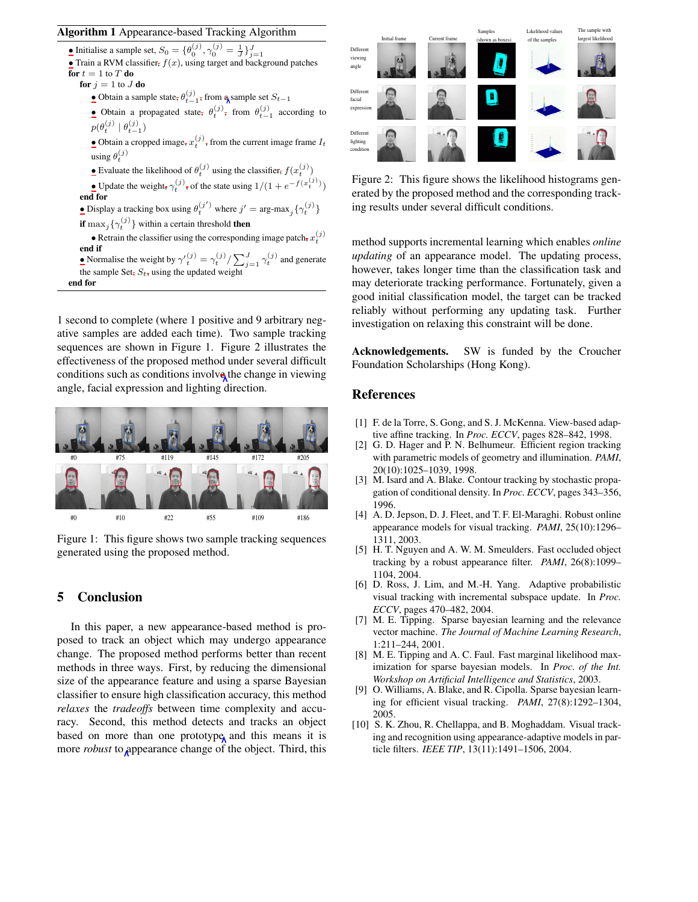**Algorithm 1** Appearance-based Tracking Algorithm

- Initialise a sample set, $S_0 = \{\theta_0^{(j)}, \gamma_0^{(j)} = \frac{1}{J}\}_{j=1}^{J}$
- Train a RVM classifier, $f(x)$, using target and background patches

**for** $t = 1$ to $T$ **do**

  **for** $j = 1$ to $J$ **do**

  - Obtain a sample state, $\theta_{t-1}^{(j)}$, from a sample set $S_{t-1}$
  - Obtain a propagated state, $\theta_t^{(j)}$, from $\theta_{t-1}^{(j)}$ according to $p(\theta_t^{(j)} \mid \theta_{t-1}^{(j)})$
  - Obtain a cropped image, $x_t^{(j)}$, from the current image frame $I_t$ using $\theta_t^{(j)}$
  - Evaluate the likelihood of $\theta_t^{(j)}$ using the classifier, $f(x_t^{(j)})$
  - Update the weight, $\gamma_t^{(j)}$, of the state using $1/(1+e^{-f(x_t^{(j)})})$

  **end for**

  - Display a tracking box using $\theta_t^{(j')}$ where $j' = \text{arg-max}_j\{\gamma_t^{(j)}\}$

  **if** $\max_j\{\gamma_t^{(j)}\}$ within a certain threshold **then**

  - Retrain the classifier using the corresponding image patch, $x_t^{(j)}$

  **end if**

  - Normalise the weight by $\gamma_t'^{(j)} = \gamma_t^{(j)} / \sum_{j=1}^{J} \gamma_t^{(j)}$ and generate the sample Set, $S_t$, using the updated weight

**end for**

1 second to complete (where 1 positive and 9 arbitrary negative samples are added each time). Two sample tracking sequences are shown in Figure 1. Figure 2 illustrates the effectiveness of the proposed method under several difficult conditions such as conditions involve the change in viewing angle, facial expression and lighting direction.

#0 #75 #119 #145 #172 #205

#0 #10 #22 #55 #109 #186

Figure 1: This figure shows two sample tracking sequences generated using the proposed method.

## 5 Conclusion

In this paper, a new appearance-based method is proposed to track an object which may undergo appearance change. The proposed method performs better than recent methods in three ways. First, by reducing the dimensional size of the appearance feature and using a sparse Bayesian classifier to ensure high classification accuracy, this method *relaxes* the *tradeoffs* between time complexity and accuracy. Second, this method detects and tracks an object based on more than one prototype and this means it is more *robust* to appearance change of the object. Third, this method supports incremental learning which enables *online updating* of an appearance model. The updating process, however, takes longer time than the classification task and may deteriorate tracking performance. Fortunately, given a good initial classification model, the target can be tracked reliably without performing any updating task. Further investigation on relaxing this constraint will be done.

Initial frame | Current frame | Samples (shown as boxes) | Likelihood values of the samples | The sample with largest likelihood

Different viewing angle

Different facial expression

Different lighting condition

Figure 2: This figure shows the likelihood histograms generated by the proposed method and the corresponding tracking results under several difficult conditions.

**Acknowledgements.** SW is funded by the Croucher Foundation Scholarships (Hong Kong).

## References

[1] F. de la Torre, S. Gong, and S. J. McKenna. View-based adaptive affine tracking. In *Proc. ECCV*, pages 828–842, 1998.

[2] G. D. Hager and P. N. Belhumeur. Efficient region tracking with parametric models of geometry and illumination. *PAMI*, 20(10):1025–1039, 1998.

[3] M. Isard and A. Blake. Contour tracking by stochastic propagation of conditional density. In *Proc. ECCV*, pages 343–356, 1996.

[4] A. D. Jepson, D. J. Fleet, and T. F. El-Maraghi. Robust online appearance models for visual tracking. *PAMI*, 25(10):1296–1311, 2003.

[5] H. T. Nguyen and A. W. M. Smeulders. Fast occluded object tracking by a robust appearance filter. *PAMI*, 26(8):1099–1104, 2004.

[6] D. Ross, J. Lim, and M.-H. Yang. Adaptive probabilistic visual tracking with incremental subspace update. In *Proc. ECCV*, pages 470–482, 2004.

[7] M. E. Tipping. Sparse bayesian learning and the relevance vector machine. *The Journal of Machine Learning Research*, 1:211–244, 2001.

[8] M. E. Tipping and A. C. Faul. Fast marginal likelihood maximization for sparse bayesian models. In *Proc. of the Int. Workshop on Artificial Intelligence and Statistics*, 2003.

[9] O. Williams, A. Blake, and R. Cipolla. Sparse bayesian learning for efficient visual tracking. *PAMI*, 27(8):1292–1304, 2005.

[10] S. K. Zhou, R. Chellappa, and B. Moghaddam. Visual tracking and recognition using appearance-adaptive models in particle filters. *IEEE TIP*, 13(11):1491–1506, 2004.